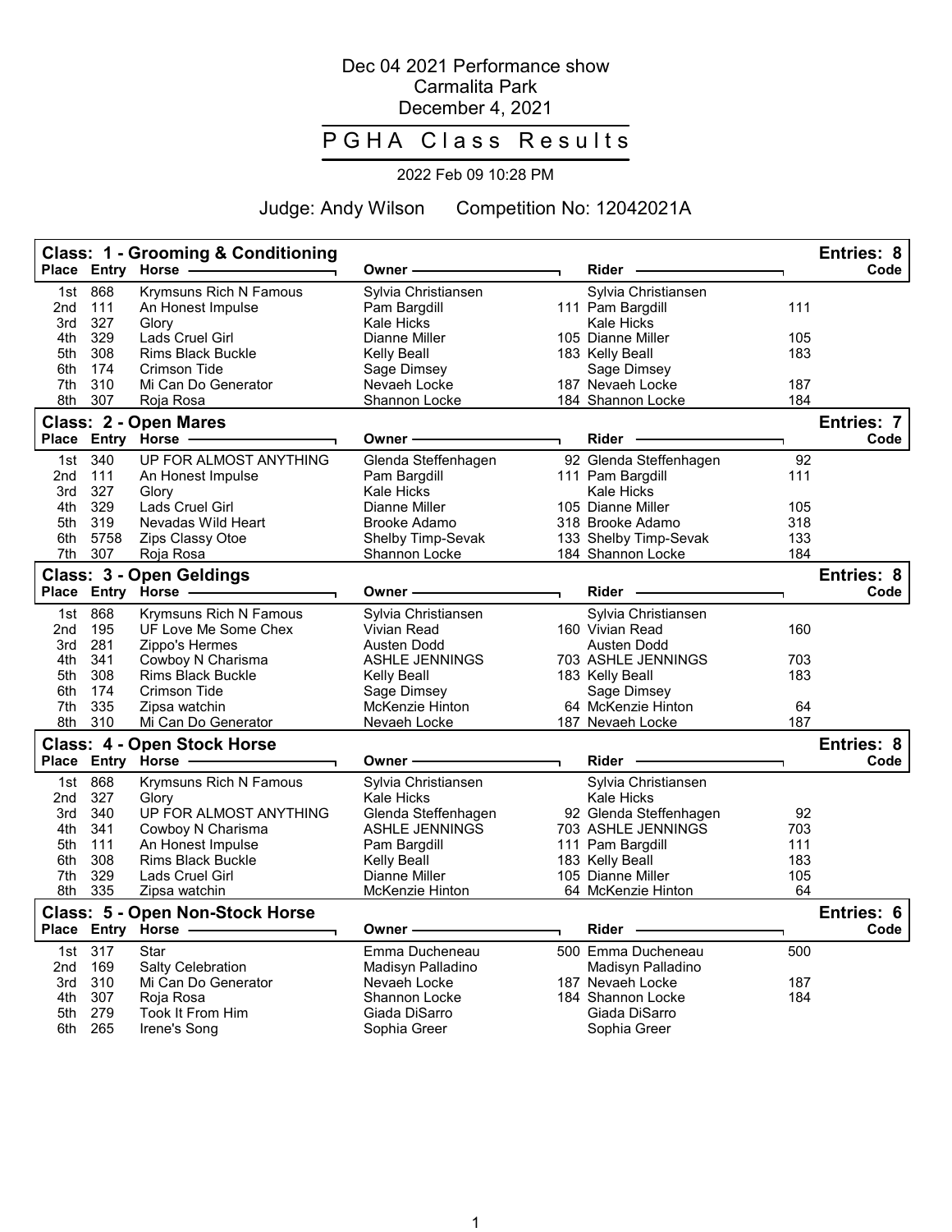# Dec 04 2021 Performance show
## Carmalita Park
## December 4, 2021

# PGHA Class Results

2022 Feb 09 10:28 PM

Judge: Andy Wilson     Competition No: 12042021A

### Class: 1 - Grooming & Conditioning — Entries: 8

| Place | Entry | Horse | Owner | Rider | Code |
|---|---|---|---|---|---|
| 1st | 868 | Krymsuns Rich N Famous | Sylvia Christiansen | Sylvia Christiansen | |
| 2nd | 111 | An Honest Impulse | Pam Bargdill | 111 Pam Bargdill | 111 |
| 3rd | 327 | Glory | Kale Hicks | Kale Hicks | |
| 4th | 329 | Lads Cruel Girl | Dianne Miller | 105 Dianne Miller | 105 |
| 5th | 308 | Rims Black Buckle | Kelly Beall | 183 Kelly Beall | 183 |
| 6th | 174 | Crimson Tide | Sage Dimsey | Sage Dimsey | |
| 7th | 310 | Mi Can Do Generator | Nevaeh Locke | 187 Nevaeh Locke | 187 |
| 8th | 307 | Roja Rosa | Shannon Locke | 184 Shannon Locke | 184 |

### Class: 2 - Open Mares — Entries: 7

| Place | Entry | Horse | Owner | Rider | Code |
|---|---|---|---|---|---|
| 1st | 340 | UP FOR ALMOST ANYTHING | Glenda Steffenhagen | 92 Glenda Steffenhagen | 92 |
| 2nd | 111 | An Honest Impulse | Pam Bargdill | 111 Pam Bargdill | 111 |
| 3rd | 327 | Glory | Kale Hicks | Kale Hicks | |
| 4th | 329 | Lads Cruel Girl | Dianne Miller | 105 Dianne Miller | 105 |
| 5th | 319 | Nevadas Wild Heart | Brooke Adamo | 318 Brooke Adamo | 318 |
| 6th | 5758 | Zips Classy Otoe | Shelby Timp-Sevak | 133 Shelby Timp-Sevak | 133 |
| 7th | 307 | Roja Rosa | Shannon Locke | 184 Shannon Locke | 184 |

### Class: 3 - Open Geldings — Entries: 8

| Place | Entry | Horse | Owner | Rider | Code |
|---|---|---|---|---|---|
| 1st | 868 | Krymsuns Rich N Famous | Sylvia Christiansen | Sylvia Christiansen | |
| 2nd | 195 | UF Love Me Some Chex | Vivian Read | 160 Vivian Read | 160 |
| 3rd | 281 | Zippo's Hermes | Austen Dodd | Austen Dodd | |
| 4th | 341 | Cowboy N Charisma | ASHLE JENNINGS | 703 ASHLE JENNINGS | 703 |
| 5th | 308 | Rims Black Buckle | Kelly Beall | 183 Kelly Beall | 183 |
| 6th | 174 | Crimson Tide | Sage Dimsey | Sage Dimsey | |
| 7th | 335 | Zipsa watchin | McKenzie Hinton | 64 McKenzie Hinton | 64 |
| 8th | 310 | Mi Can Do Generator | Nevaeh Locke | 187 Nevaeh Locke | 187 |

### Class: 4 - Open Stock Horse — Entries: 8

| Place | Entry | Horse | Owner | Rider | Code |
|---|---|---|---|---|---|
| 1st | 868 | Krymsuns Rich N Famous | Sylvia Christiansen | Sylvia Christiansen | |
| 2nd | 327 | Glory | Kale Hicks | Kale Hicks | |
| 3rd | 340 | UP FOR ALMOST ANYTHING | Glenda Steffenhagen | 92 Glenda Steffenhagen | 92 |
| 4th | 341 | Cowboy N Charisma | ASHLE JENNINGS | 703 ASHLE JENNINGS | 703 |
| 5th | 111 | An Honest Impulse | Pam Bargdill | 111 Pam Bargdill | 111 |
| 6th | 308 | Rims Black Buckle | Kelly Beall | 183 Kelly Beall | 183 |
| 7th | 329 | Lads Cruel Girl | Dianne Miller | 105 Dianne Miller | 105 |
| 8th | 335 | Zipsa watchin | McKenzie Hinton | 64 McKenzie Hinton | 64 |

### Class: 5 - Open Non-Stock Horse — Entries: 6

| Place | Entry | Horse | Owner | Rider | Code |
|---|---|---|---|---|---|
| 1st | 317 | Star | Emma Ducheneau | 500 Emma Ducheneau | 500 |
| 2nd | 169 | Salty Celebration | Madisyn Palladino | Madisyn Palladino | |
| 3rd | 310 | Mi Can Do Generator | Nevaeh Locke | 187 Nevaeh Locke | 187 |
| 4th | 307 | Roja Rosa | Shannon Locke | 184 Shannon Locke | 184 |
| 5th | 279 | Took It From Him | Giada DiSarro | Giada DiSarro | |
| 6th | 265 | Irene's Song | Sophia Greer | Sophia Greer | |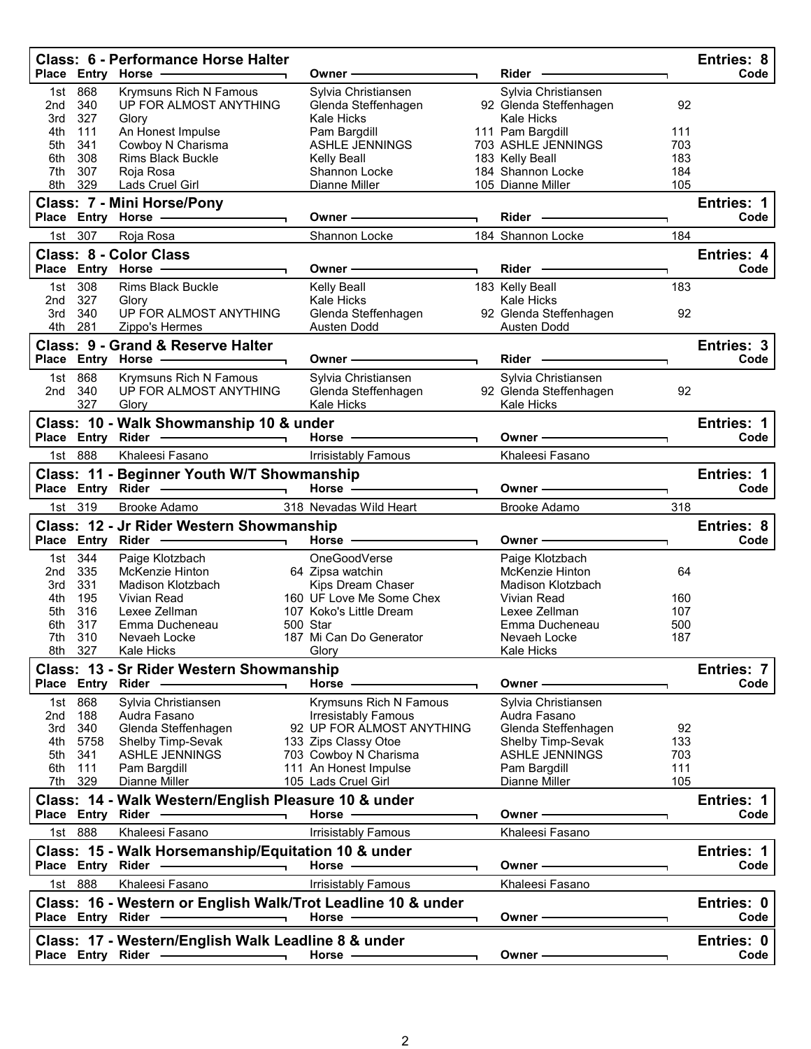## Class: 6 - Performance Horse Halter

Entries: 8

| Place | Entry | Horse | Owner | | Rider | Code |
|---|---|---|---|---|---|---|
| 1st | 868 | Krymsuns Rich N Famous | Sylvia Christiansen | | Sylvia Christiansen | |
| 2nd | 340 | UP FOR ALMOST ANYTHING | Glenda Steffenhagen | 92 | Glenda Steffenhagen | 92 |
| 3rd | 327 | Glory | Kale Hicks | | Kale Hicks | |
| 4th | 111 | An Honest Impulse | Pam Bargdill | 111 | Pam Bargdill | 111 |
| 5th | 341 | Cowboy N Charisma | ASHLE JENNINGS | 703 | ASHLE JENNINGS | 703 |
| 6th | 308 | Rims Black Buckle | Kelly Beall | 183 | Kelly Beall | 183 |
| 7th | 307 | Roja Rosa | Shannon Locke | 184 | Shannon Locke | 184 |
| 8th | 329 | Lads Cruel Girl | Dianne Miller | 105 | Dianne Miller | 105 |

## Class: 7 - Mini Horse/Pony

Entries: 1

| Place | Entry | Horse | Owner | | Rider | Code |
|---|---|---|---|---|---|---|
| 1st | 307 | Roja Rosa | Shannon Locke | 184 | Shannon Locke | 184 |

## Class: 8 - Color Class

Entries: 4

| Place | Entry | Horse | Owner | | Rider | Code |
|---|---|---|---|---|---|---|
| 1st | 308 | Rims Black Buckle | Kelly Beall | 183 | Kelly Beall | 183 |
| 2nd | 327 | Glory | Kale Hicks | | Kale Hicks | |
| 3rd | 340 | UP FOR ALMOST ANYTHING | Glenda Steffenhagen | 92 | Glenda Steffenhagen | 92 |
| 4th | 281 | Zippo's Hermes | Austen Dodd | | Austen Dodd | |

## Class: 9 - Grand & Reserve Halter

Entries: 3

| Place | Entry | Horse | Owner | | Rider | Code |
|---|---|---|---|---|---|---|
| 1st | 868 | Krymsuns Rich N Famous | Sylvia Christiansen | | Sylvia Christiansen | |
| 2nd | 340 | UP FOR ALMOST ANYTHING | Glenda Steffenhagen | 92 | Glenda Steffenhagen | 92 |
| | 327 | Glory | Kale Hicks | | Kale Hicks | |

## Class: 10 - Walk Showmanship 10 & under

Entries: 1

| Place | Entry | Rider | | Horse | Owner | Code |
|---|---|---|---|---|---|---|
| 1st | 888 | Khaleesi Fasano | | Irrisistably Famous | Khaleesi Fasano | |

## Class: 11 - Beginner Youth W/T Showmanship

Entries: 1

| Place | Entry | Rider | | Horse | Owner | Code |
|---|---|---|---|---|---|---|
| 1st | 319 | Brooke Adamo | 318 | Nevadas Wild Heart | Brooke Adamo | 318 |

## Class: 12 - Jr Rider Western Showmanship

Entries: 8

| Place | Entry | Rider | | Horse | Owner | Code |
|---|---|---|---|---|---|---|
| 1st | 344 | Paige Klotzbach | | OneGoodVerse | Paige Klotzbach | |
| 2nd | 335 | McKenzie Hinton | 64 | Zipsa watchin | McKenzie Hinton | 64 |
| 3rd | 331 | Madison Klotzbach | | Kips Dream Chaser | Madison Klotzbach | |
| 4th | 195 | Vivian Read | 160 | UF Love Me Some Chex | Vivian Read | 160 |
| 5th | 316 | Lexee Zellman | 107 | Koko's Little Dream | Lexee Zellman | 107 |
| 6th | 317 | Emma Ducheneau | 500 | Star | Emma Ducheneau | 500 |
| 7th | 310 | Nevaeh Locke | 187 | Mi Can Do Generator | Nevaeh Locke | 187 |
| 8th | 327 | Kale Hicks | | Glory | Kale Hicks | |

## Class: 13 - Sr Rider Western Showmanship

Entries: 7

| Place | Entry | Rider | | Horse | Owner | Code |
|---|---|---|---|---|---|---|
| 1st | 868 | Sylvia Christiansen | | Krymsuns Rich N Famous | Sylvia Christiansen | |
| 2nd | 188 | Audra Fasano | | Irresistably Famous | Audra Fasano | |
| 3rd | 340 | Glenda Steffenhagen | 92 | UP FOR ALMOST ANYTHING | Glenda Steffenhagen | 92 |
| 4th | 5758 | Shelby Timp-Sevak | 133 | Zips Classy Otoe | Shelby Timp-Sevak | 133 |
| 5th | 341 | ASHLE JENNINGS | 703 | Cowboy N Charisma | ASHLE JENNINGS | 703 |
| 6th | 111 | Pam Bargdill | 111 | An Honest Impulse | Pam Bargdill | 111 |
| 7th | 329 | Dianne Miller | 105 | Lads Cruel Girl | Dianne Miller | 105 |

## Class: 14 - Walk Western/English Pleasure 10 & under

Entries: 1

| Place | Entry | Rider | | Horse | Owner | Code |
|---|---|---|---|---|---|---|
| 1st | 888 | Khaleesi Fasano | | Irrisistably Famous | Khaleesi Fasano | |

## Class: 15 - Walk Horsemanship/Equitation 10 & under

Entries: 1

| Place | Entry | Rider | | Horse | Owner | Code |
|---|---|---|---|---|---|---|
| 1st | 888 | Khaleesi Fasano | | Irrisistably Famous | Khaleesi Fasano | |

## Class: 16 - Western or English Walk/Trot Leadline 10 & under

Entries: 0

| Place | Entry | Rider | Horse | Owner | Code |
|---|---|---|---|---|---|

## Class: 17 - Western/English Walk Leadline 8 & under

Entries: 0

| Place | Entry | Rider | Horse | Owner | Code |
|---|---|---|---|---|---|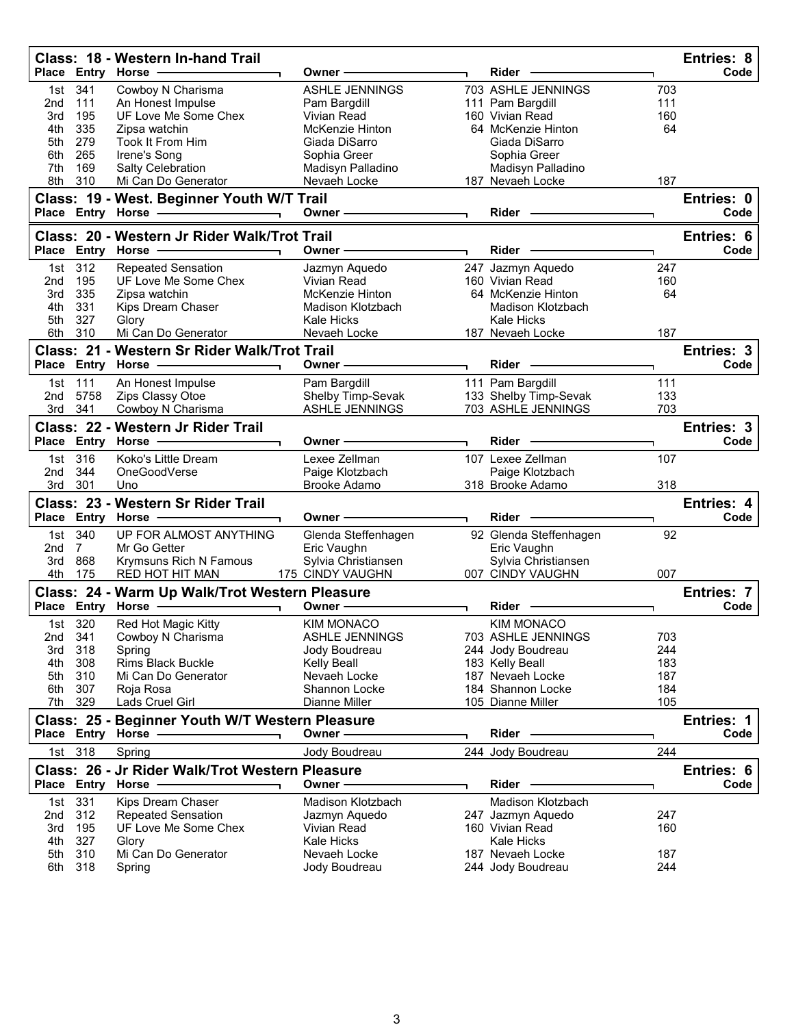## Class: 18 - Western In-hand Trail

Entries: 8

| Place | Entry | Horse | Owner | Rider | Code |
|---|---|---|---|---|---|
| 1st | 341 | Cowboy N Charisma | ASHLE JENNINGS | 703 ASHLE JENNINGS | 703 |
| 2nd | 111 | An Honest Impulse | Pam Bargdill | 111 Pam Bargdill | 111 |
| 3rd | 195 | UF Love Me Some Chex | Vivian Read | 160 Vivian Read | 160 |
| 4th | 335 | Zipsa watchin | McKenzie Hinton | 64 McKenzie Hinton | 64 |
| 5th | 279 | Took It From Him | Giada DiSarro | Giada DiSarro | |
| 6th | 265 | Irene's Song | Sophia Greer | Sophia Greer | |
| 7th | 169 | Salty Celebration | Madisyn Palladino | Madisyn Palladino | |
| 8th | 310 | Mi Can Do Generator | Nevaeh Locke | 187 Nevaeh Locke | 187 |

## Class: 19 - West. Beginner Youth W/T Trail

Entries: 0

| Place | Entry | Horse | Owner | Rider | Code |
|---|---|---|---|---|---|

## Class: 20 - Western Jr Rider Walk/Trot Trail

Entries: 6

| Place | Entry | Horse | Owner | Rider | Code |
|---|---|---|---|---|---|
| 1st | 312 | Repeated Sensation | Jazmyn Aquedo | 247 Jazmyn Aquedo | 247 |
| 2nd | 195 | UF Love Me Some Chex | Vivian Read | 160 Vivian Read | 160 |
| 3rd | 335 | Zipsa watchin | McKenzie Hinton | 64 McKenzie Hinton | 64 |
| 4th | 331 | Kips Dream Chaser | Madison Klotzbach | Madison Klotzbach | |
| 5th | 327 | Glory | Kale Hicks | Kale Hicks | |
| 6th | 310 | Mi Can Do Generator | Nevaeh Locke | 187 Nevaeh Locke | 187 |

## Class: 21 - Western Sr Rider Walk/Trot Trail

Entries: 3

| Place | Entry | Horse | Owner | Rider | Code |
|---|---|---|---|---|---|
| 1st | 111 | An Honest Impulse | Pam Bargdill | 111 Pam Bargdill | 111 |
| 2nd | 5758 | Zips Classy Otoe | Shelby Timp-Sevak | 133 Shelby Timp-Sevak | 133 |
| 3rd | 341 | Cowboy N Charisma | ASHLE JENNINGS | 703 ASHLE JENNINGS | 703 |

## Class: 22 - Western Jr Rider Trail

Entries: 3

| Place | Entry | Horse | Owner | Rider | Code |
|---|---|---|---|---|---|
| 1st | 316 | Koko's Little Dream | Lexee Zellman | 107 Lexee Zellman | 107 |
| 2nd | 344 | OneGoodVerse | Paige Klotzbach | Paige Klotzbach | |
| 3rd | 301 | Uno | Brooke Adamo | 318 Brooke Adamo | 318 |

## Class: 23 - Western Sr Rider Trail

Entries: 4

| Place | Entry | Horse | Owner | Rider | Code |
|---|---|---|---|---|---|
| 1st | 340 | UP FOR ALMOST ANYTHING | Glenda Steffenhagen | 92 Glenda Steffenhagen | 92 |
| 2nd | 7 | Mr Go Getter | Eric Vaughn | Eric Vaughn | |
| 3rd | 868 | Krymsuns Rich N Famous | Sylvia Christiansen | Sylvia Christiansen | |
| 4th | 175 | RED HOT HIT MAN | 175 CINDY VAUGHN | 007 CINDY VAUGHN | 007 |

## Class: 24 - Warm Up Walk/Trot Western Pleasure

Entries: 7

| Place | Entry | Horse | Owner | Rider | Code |
|---|---|---|---|---|---|
| 1st | 320 | Red Hot Magic Kitty | KIM MONACO | KIM MONACO | |
| 2nd | 341 | Cowboy N Charisma | ASHLE JENNINGS | 703 ASHLE JENNINGS | 703 |
| 3rd | 318 | Spring | Jody Boudreau | 244 Jody Boudreau | 244 |
| 4th | 308 | Rims Black Buckle | Kelly Beall | 183 Kelly Beall | 183 |
| 5th | 310 | Mi Can Do Generator | Nevaeh Locke | 187 Nevaeh Locke | 187 |
| 6th | 307 | Roja Rosa | Shannon Locke | 184 Shannon Locke | 184 |
| 7th | 329 | Lads Cruel Girl | Dianne Miller | 105 Dianne Miller | 105 |

## Class: 25 - Beginner Youth W/T Western Pleasure

Entries: 1

| Place | Entry | Horse | Owner | Rider | Code |
|---|---|---|---|---|---|
| 1st | 318 | Spring | Jody Boudreau | 244 Jody Boudreau | 244 |

## Class: 26 - Jr Rider Walk/Trot Western Pleasure

Entries: 6

| Place | Entry | Horse | Owner | Rider | Code |
|---|---|---|---|---|---|
| 1st | 331 | Kips Dream Chaser | Madison Klotzbach | Madison Klotzbach | |
| 2nd | 312 | Repeated Sensation | Jazmyn Aquedo | 247 Jazmyn Aquedo | 247 |
| 3rd | 195 | UF Love Me Some Chex | Vivian Read | 160 Vivian Read | 160 |
| 4th | 327 | Glory | Kale Hicks | Kale Hicks | |
| 5th | 310 | Mi Can Do Generator | Nevaeh Locke | 187 Nevaeh Locke | 187 |
| 6th | 318 | Spring | Jody Boudreau | 244 Jody Boudreau | 244 |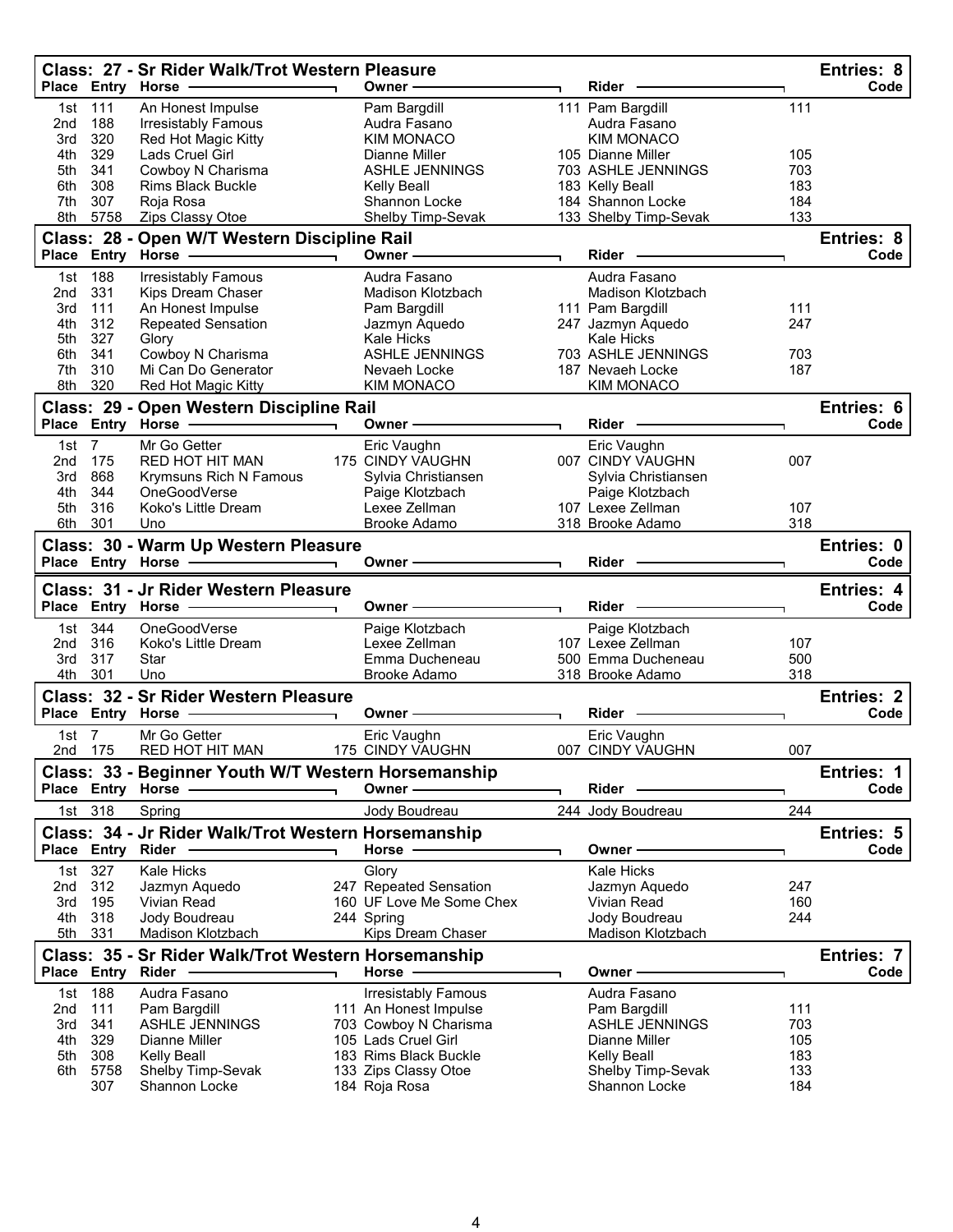## Class: 27 - Sr Rider Walk/Trot Western Pleasure

Entries: 8

| Place | Entry | Horse | Owner | Rider | Code |
|---|---|---|---|---|---|
| 1st | 111 | An Honest Impulse | Pam Bargdill | 111 Pam Bargdill | 111 |
| 2nd | 188 | Irresistably Famous | Audra Fasano | Audra Fasano | |
| 3rd | 320 | Red Hot Magic Kitty | KIM MONACO | KIM MONACO | |
| 4th | 329 | Lads Cruel Girl | Dianne Miller | 105 Dianne Miller | 105 |
| 5th | 341 | Cowboy N Charisma | ASHLE JENNINGS | 703 ASHLE JENNINGS | 703 |
| 6th | 308 | Rims Black Buckle | Kelly Beall | 183 Kelly Beall | 183 |
| 7th | 307 | Roja Rosa | Shannon Locke | 184 Shannon Locke | 184 |
| 8th | 5758 | Zips Classy Otoe | Shelby Timp-Sevak | 133 Shelby Timp-Sevak | 133 |

## Class: 28 - Open W/T Western Discipline Rail

Entries: 8

| Place | Entry | Horse | Owner | Rider | Code |
|---|---|---|---|---|---|
| 1st | 188 | Irresistably Famous | Audra Fasano | Audra Fasano | |
| 2nd | 331 | Kips Dream Chaser | Madison Klotzbach | Madison Klotzbach | |
| 3rd | 111 | An Honest Impulse | Pam Bargdill | 111 Pam Bargdill | 111 |
| 4th | 312 | Repeated Sensation | Jazmyn Aquedo | 247 Jazmyn Aquedo | 247 |
| 5th | 327 | Glory | Kale Hicks | Kale Hicks | |
| 6th | 341 | Cowboy N Charisma | ASHLE JENNINGS | 703 ASHLE JENNINGS | 703 |
| 7th | 310 | Mi Can Do Generator | Nevaeh Locke | 187 Nevaeh Locke | 187 |
| 8th | 320 | Red Hot Magic Kitty | KIM MONACO | KIM MONACO | |

## Class: 29 - Open Western Discipline Rail

Entries: 6

| Place | Entry | Horse | Owner | Rider | Code |
|---|---|---|---|---|---|
| 1st | 7 | Mr Go Getter | Eric Vaughn | Eric Vaughn | |
| 2nd | 175 | RED HOT HIT MAN | 175 CINDY VAUGHN | 007 CINDY VAUGHN | 007 |
| 3rd | 868 | Krymsuns Rich N Famous | Sylvia Christiansen | Sylvia Christiansen | |
| 4th | 344 | OneGoodVerse | Paige Klotzbach | Paige Klotzbach | |
| 5th | 316 | Koko's Little Dream | Lexee Zellman | 107 Lexee Zellman | 107 |
| 6th | 301 | Uno | Brooke Adamo | 318 Brooke Adamo | 318 |

## Class: 30 - Warm Up Western Pleasure

Entries: 0

| Place | Entry | Horse | Owner | Rider | Code |
|---|---|---|---|---|---|

## Class: 31 - Jr Rider Western Pleasure

Entries: 4

| Place | Entry | Horse | Owner | Rider | Code |
|---|---|---|---|---|---|
| 1st | 344 | OneGoodVerse | Paige Klotzbach | Paige Klotzbach | |
| 2nd | 316 | Koko's Little Dream | Lexee Zellman | 107 Lexee Zellman | 107 |
| 3rd | 317 | Star | Emma Ducheneau | 500 Emma Ducheneau | 500 |
| 4th | 301 | Uno | Brooke Adamo | 318 Brooke Adamo | 318 |

## Class: 32 - Sr Rider Western Pleasure

Entries: 2

| Place | Entry | Horse | Owner | Rider | Code |
|---|---|---|---|---|---|
| 1st | 7 | Mr Go Getter | Eric Vaughn | Eric Vaughn | |
| 2nd | 175 | RED HOT HIT MAN | 175 CINDY VAUGHN | 007 CINDY VAUGHN | 007 |

## Class: 33 - Beginner Youth W/T Western Horsemanship

Entries: 1

| Place | Entry | Horse | Owner | Rider | Code |
|---|---|---|---|---|---|
| 1st | 318 | Spring | Jody Boudreau | 244 Jody Boudreau | 244 |

## Class: 34 - Jr Rider Walk/Trot Western Horsemanship

Entries: 5

| Place | Entry | Rider | Horse | Owner | Code |
|---|---|---|---|---|---|
| 1st | 327 | Kale Hicks | Glory | Kale Hicks | |
| 2nd | 312 | Jazmyn Aquedo | 247 Repeated Sensation | Jazmyn Aquedo | 247 |
| 3rd | 195 | Vivian Read | 160 UF Love Me Some Chex | Vivian Read | 160 |
| 4th | 318 | Jody Boudreau | 244 Spring | Jody Boudreau | 244 |
| 5th | 331 | Madison Klotzbach | Kips Dream Chaser | Madison Klotzbach | |

## Class: 35 - Sr Rider Walk/Trot Western Horsemanship

Entries: 7

| Place | Entry | Rider | Horse | Owner | Code |
|---|---|---|---|---|---|
| 1st | 188 | Audra Fasano | Irresistably Famous | Audra Fasano | |
| 2nd | 111 | Pam Bargdill | 111 An Honest Impulse | Pam Bargdill | 111 |
| 3rd | 341 | ASHLE JENNINGS | 703 Cowboy N Charisma | ASHLE JENNINGS | 703 |
| 4th | 329 | Dianne Miller | 105 Lads Cruel Girl | Dianne Miller | 105 |
| 5th | 308 | Kelly Beall | 183 Rims Black Buckle | Kelly Beall | 183 |
| 6th | 5758 | Shelby Timp-Sevak | 133 Zips Classy Otoe | Shelby Timp-Sevak | 133 |
| | 307 | Shannon Locke | 184 Roja Rosa | Shannon Locke | 184 |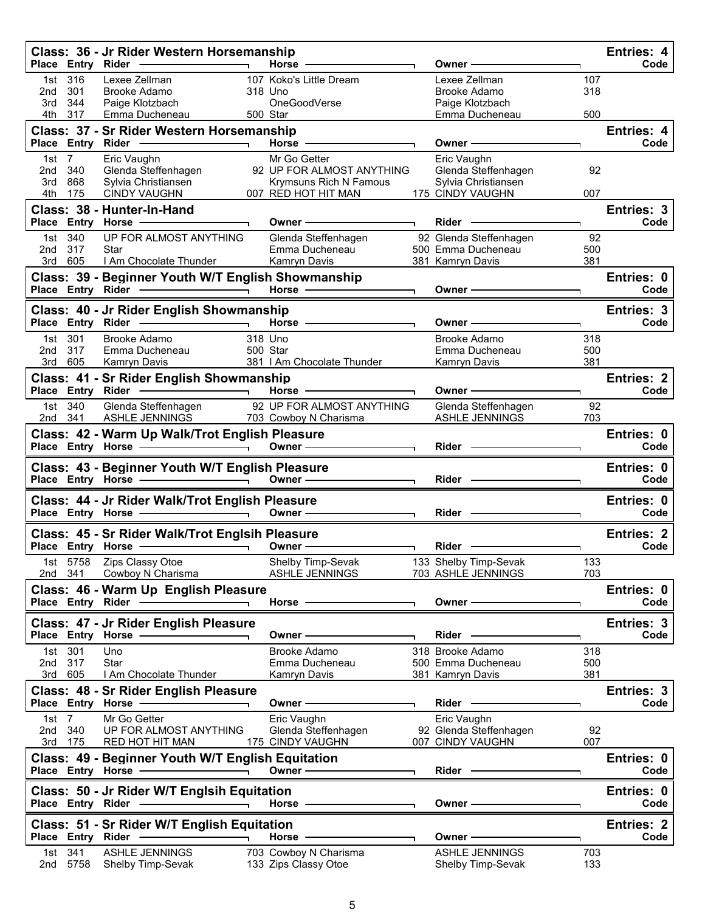## Class: 36 - Jr Rider Western Horsemanship

Entries: 4

| Place | Entry | Rider | Horse | Owner | Code |
|---|---|---|---|---|---|
| 1st | 316 | Lexee Zellman | 107 Koko's Little Dream | Lexee Zellman | 107 |
| 2nd | 301 | Brooke Adamo | 318 Uno | Brooke Adamo | 318 |
| 3rd | 344 | Paige Klotzbach | OneGoodVerse | Paige Klotzbach | |
| 4th | 317 | Emma Ducheneau | 500 Star | Emma Ducheneau | 500 |

## Class: 37 - Sr Rider Western Horsemanship

Entries: 4

| Place | Entry | Rider | Horse | Owner | Code |
|---|---|---|---|---|---|
| 1st | 7 | Eric Vaughn | Mr Go Getter | Eric Vaughn | |
| 2nd | 340 | Glenda Steffenhagen | 92 UP FOR ALMOST ANYTHING | Glenda Steffenhagen | 92 |
| 3rd | 868 | Sylvia Christiansen | Krymsuns Rich N Famous | Sylvia Christiansen | |
| 4th | 175 | CINDY VAUGHN | 007 RED HOT HIT MAN | 175 CINDY VAUGHN | 007 |

## Class: 38 - Hunter-In-Hand

Entries: 3

| Place | Entry | Horse | Owner | Rider | Code |
|---|---|---|---|---|---|
| 1st | 340 | UP FOR ALMOST ANYTHING | Glenda Steffenhagen | 92 Glenda Steffenhagen | 92 |
| 2nd | 317 | Star | Emma Ducheneau | 500 Emma Ducheneau | 500 |
| 3rd | 605 | I Am Chocolate Thunder | Kamryn Davis | 381 Kamryn Davis | 381 |

## Class: 39 - Beginner Youth W/T English Showmanship

Entries: 0

| Place | Entry | Rider | Horse | Owner | Code |
|---|---|---|---|---|---|

## Class: 40 - Jr Rider English Showmanship

Entries: 3

| Place | Entry | Rider | Horse | Owner | Code |
|---|---|---|---|---|---|
| 1st | 301 | Brooke Adamo | 318 Uno | Brooke Adamo | 318 |
| 2nd | 317 | Emma Ducheneau | 500 Star | Emma Ducheneau | 500 |
| 3rd | 605 | Kamryn Davis | 381 I Am Chocolate Thunder | Kamryn Davis | 381 |

## Class: 41 - Sr Rider English Showmanship

Entries: 2

| Place | Entry | Rider | Horse | Owner | Code |
|---|---|---|---|---|---|
| 1st | 340 | Glenda Steffenhagen | 92 UP FOR ALMOST ANYTHING | Glenda Steffenhagen | 92 |
| 2nd | 341 | ASHLE JENNINGS | 703 Cowboy N Charisma | ASHLE JENNINGS | 703 |

## Class: 42 - Warm Up Walk/Trot English Pleasure

Entries: 0

| Place | Entry | Horse | Owner | Rider | Code |
|---|---|---|---|---|---|

## Class: 43 - Beginner Youth W/T English Pleasure

Entries: 0

| Place | Entry | Horse | Owner | Rider | Code |
|---|---|---|---|---|---|

## Class: 44 - Jr Rider Walk/Trot English Pleasure

Entries: 0

| Place | Entry | Horse | Owner | Rider | Code |
|---|---|---|---|---|---|

## Class: 45 - Sr Rider Walk/Trot Englsih Pleasure

Entries: 2

| Place | Entry | Horse | Owner | Rider | Code |
|---|---|---|---|---|---|
| 1st | 5758 | Zips Classy Otoe | Shelby Timp-Sevak | 133 Shelby Timp-Sevak | 133 |
| 2nd | 341 | Cowboy N Charisma | ASHLE JENNINGS | 703 ASHLE JENNINGS | 703 |

## Class: 46 - Warm Up English Pleasure

Entries: 0

| Place | Entry | Rider | Horse | Owner | Code |
|---|---|---|---|---|---|

## Class: 47 - Jr Rider English Pleasure

Entries: 3

| Place | Entry | Horse | Owner | Rider | Code |
|---|---|---|---|---|---|
| 1st | 301 | Uno | Brooke Adamo | 318 Brooke Adamo | 318 |
| 2nd | 317 | Star | Emma Ducheneau | 500 Emma Ducheneau | 500 |
| 3rd | 605 | I Am Chocolate Thunder | Kamryn Davis | 381 Kamryn Davis | 381 |

## Class: 48 - Sr Rider English Pleasure

Entries: 3

| Place | Entry | Horse | Owner | Rider | Code |
|---|---|---|---|---|---|
| 1st | 7 | Mr Go Getter | Eric Vaughn | Eric Vaughn | |
| 2nd | 340 | UP FOR ALMOST ANYTHING | Glenda Steffenhagen | 92 Glenda Steffenhagen | 92 |
| 3rd | 175 | RED HOT HIT MAN | 175 CINDY VAUGHN | 007 CINDY VAUGHN | 007 |

## Class: 49 - Beginner Youth W/T English Equitation

Entries: 0

| Place | Entry | Horse | Owner | Rider | Code |
|---|---|---|---|---|---|

## Class: 50 - Jr Rider W/T Englsih Equitation

Entries: 0

| Place | Entry | Rider | Horse | Owner | Code |
|---|---|---|---|---|---|

## Class: 51 - Sr Rider W/T English Equitation

Entries: 2

| Place | Entry | Rider | Horse | Owner | Code |
|---|---|---|---|---|---|
| 1st | 341 | ASHLE JENNINGS | 703 Cowboy N Charisma | ASHLE JENNINGS | 703 |
| 2nd | 5758 | Shelby Timp-Sevak | 133 Zips Classy Otoe | Shelby Timp-Sevak | 133 |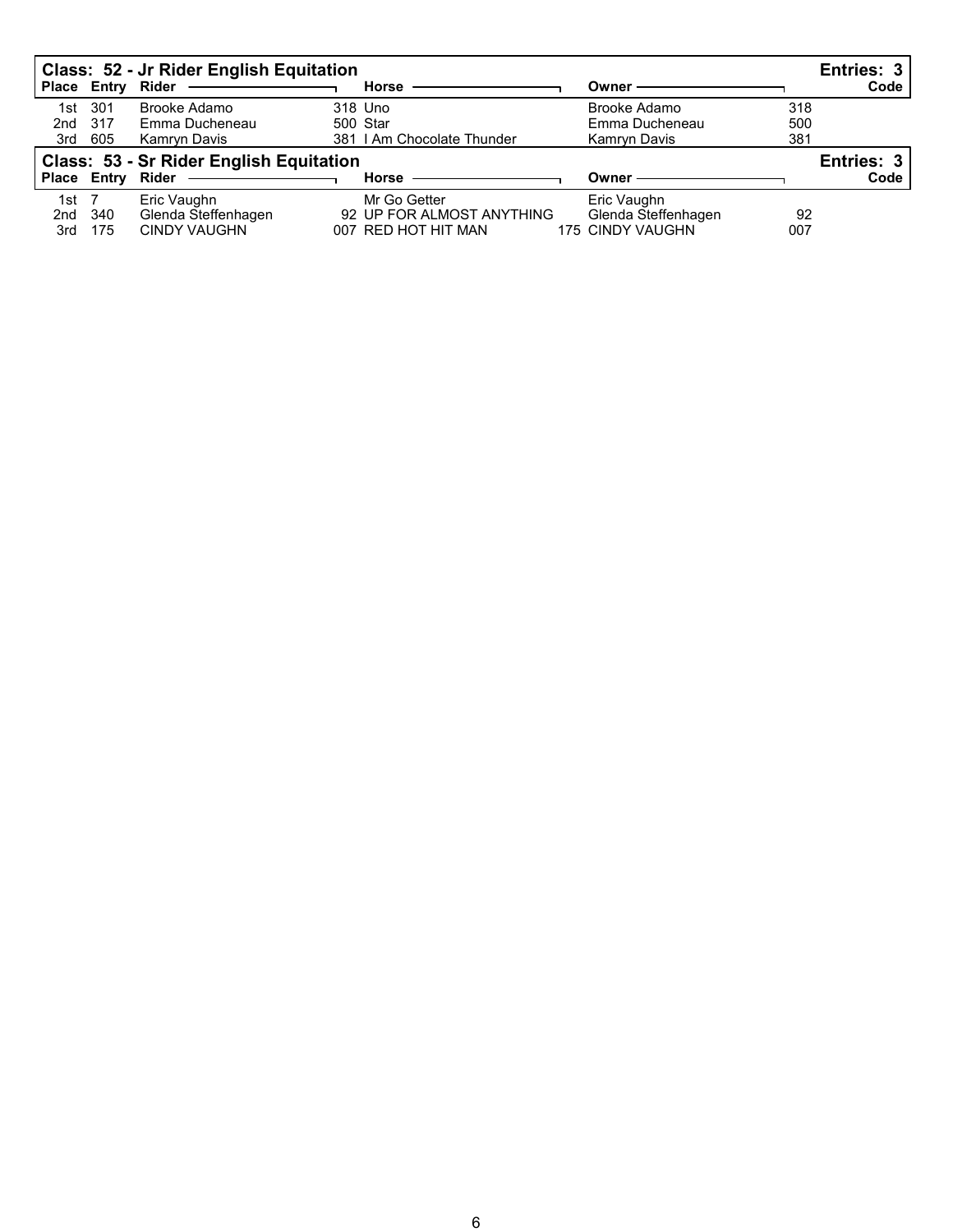## Class: 52 - Jr Rider English Equitation

Entries: 3

| Place | Entry | Rider | Horse | Owner | | Code |
|---|---|---|---|---|---|---|
| 1st | 301 | Brooke Adamo | 318 Uno | Brooke Adamo | 318 | |
| 2nd | 317 | Emma Ducheneau | 500 Star | Emma Ducheneau | 500 | |
| 3rd | 605 | Kamryn Davis | 381 I Am Chocolate Thunder | Kamryn Davis | 381 | |

## Class: 53 - Sr Rider English Equitation

Entries: 3

| Place | Entry | Rider | Horse | Owner | | Code |
|---|---|---|---|---|---|---|
| 1st | 7 | Eric Vaughn | Mr Go Getter | Eric Vaughn | | |
| 2nd | 340 | Glenda Steffenhagen | 92 UP FOR ALMOST ANYTHING | Glenda Steffenhagen | 92 | |
| 3rd | 175 | CINDY VAUGHN | 007 RED HOT HIT MAN | 175 CINDY VAUGHN | 007 | |